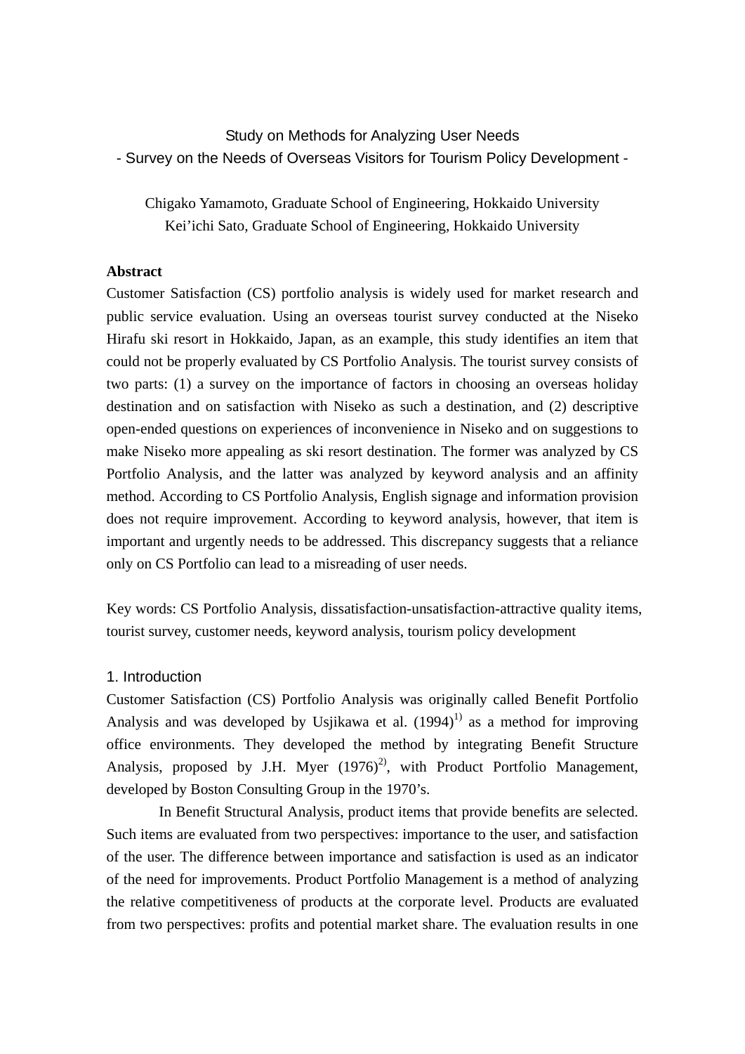# Study on Methods for Analyzing User Needs
## - Survey on the Needs of Overseas Visitors for Tourism Policy Development -

Chigako Yamamoto, Graduate School of Engineering, Hokkaido University
Kei'ichi Sato, Graduate School of Engineering, Hokkaido University

**Abstract**

Customer Satisfaction (CS) portfolio analysis is widely used for market research and public service evaluation. Using an overseas tourist survey conducted at the Niseko Hirafu ski resort in Hokkaido, Japan, as an example, this study identifies an item that could not be properly evaluated by CS Portfolio Analysis. The tourist survey consists of two parts: (1) a survey on the importance of factors in choosing an overseas holiday destination and on satisfaction with Niseko as such a destination, and (2) descriptive open-ended questions on experiences of inconvenience in Niseko and on suggestions to make Niseko more appealing as ski resort destination. The former was analyzed by CS Portfolio Analysis, and the latter was analyzed by keyword analysis and an affinity method. According to CS Portfolio Analysis, English signage and information provision does not require improvement. According to keyword analysis, however, that item is important and urgently needs to be addressed. This discrepancy suggests that a reliance only on CS Portfolio can lead to a misreading of user needs.

Key words: CS Portfolio Analysis, dissatisfaction-unsatisfaction-attractive quality items, tourist survey, customer needs, keyword analysis, tourism policy development

## 1. Introduction

Customer Satisfaction (CS) Portfolio Analysis was originally called Benefit Portfolio Analysis and was developed by Usjikawa et al. (1994)[1] as a method for improving office environments. They developed the method by integrating Benefit Structure Analysis, proposed by J.H. Myer (1976)[2], with Product Portfolio Management, developed by Boston Consulting Group in the 1970's.

In Benefit Structural Analysis, product items that provide benefits are selected. Such items are evaluated from two perspectives: importance to the user, and satisfaction of the user. The difference between importance and satisfaction is used as an indicator of the need for improvements. Product Portfolio Management is a method of analyzing the relative competitiveness of products at the corporate level. Products are evaluated from two perspectives: profits and potential market share. The evaluation results in one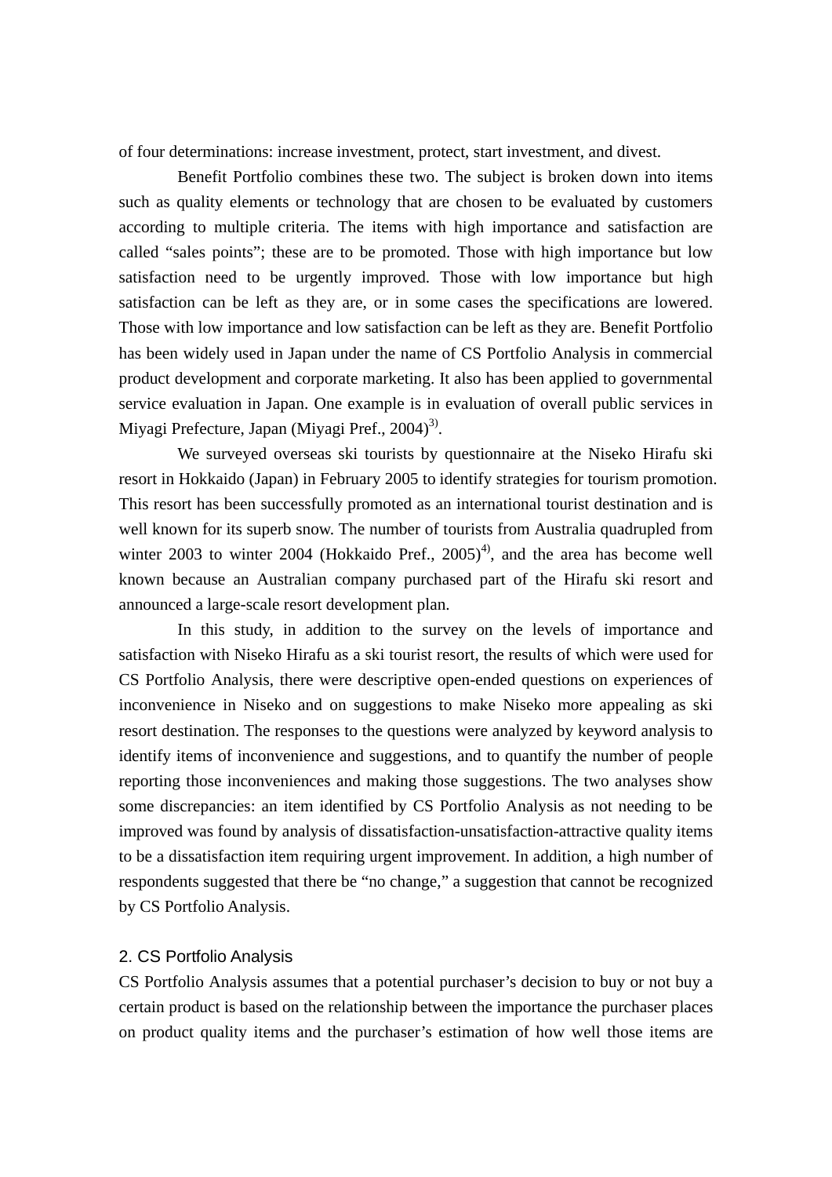of four determinations: increase investment, protect, start investment, and divest.

Benefit Portfolio combines these two. The subject is broken down into items such as quality elements or technology that are chosen to be evaluated by customers according to multiple criteria. The items with high importance and satisfaction are called "sales points"; these are to be promoted. Those with high importance but low satisfaction need to be urgently improved. Those with low importance but high satisfaction can be left as they are, or in some cases the specifications are lowered. Those with low importance and low satisfaction can be left as they are. Benefit Portfolio has been widely used in Japan under the name of CS Portfolio Analysis in commercial product development and corporate marketing. It also has been applied to governmental service evaluation in Japan. One example is in evaluation of overall public services in Miyagi Prefecture, Japan (Miyagi Pref., 2004)[3].

We surveyed overseas ski tourists by questionnaire at the Niseko Hirafu ski resort in Hokkaido (Japan) in February 2005 to identify strategies for tourism promotion. This resort has been successfully promoted as an international tourist destination and is well known for its superb snow. The number of tourists from Australia quadrupled from winter 2003 to winter 2004 (Hokkaido Pref., 2005)[4], and the area has become well known because an Australian company purchased part of the Hirafu ski resort and announced a large-scale resort development plan.

In this study, in addition to the survey on the levels of importance and satisfaction with Niseko Hirafu as a ski tourist resort, the results of which were used for CS Portfolio Analysis, there were descriptive open-ended questions on experiences of inconvenience in Niseko and on suggestions to make Niseko more appealing as ski resort destination. The responses to the questions were analyzed by keyword analysis to identify items of inconvenience and suggestions, and to quantify the number of people reporting those inconveniences and making those suggestions. The two analyses show some discrepancies: an item identified by CS Portfolio Analysis as not needing to be improved was found by analysis of dissatisfaction-unsatisfaction-attractive quality items to be a dissatisfaction item requiring urgent improvement. In addition, a high number of respondents suggested that there be "no change," a suggestion that cannot be recognized by CS Portfolio Analysis.

## 2. CS Portfolio Analysis

CS Portfolio Analysis assumes that a potential purchaser's decision to buy or not buy a certain product is based on the relationship between the importance the purchaser places on product quality items and the purchaser's estimation of how well those items are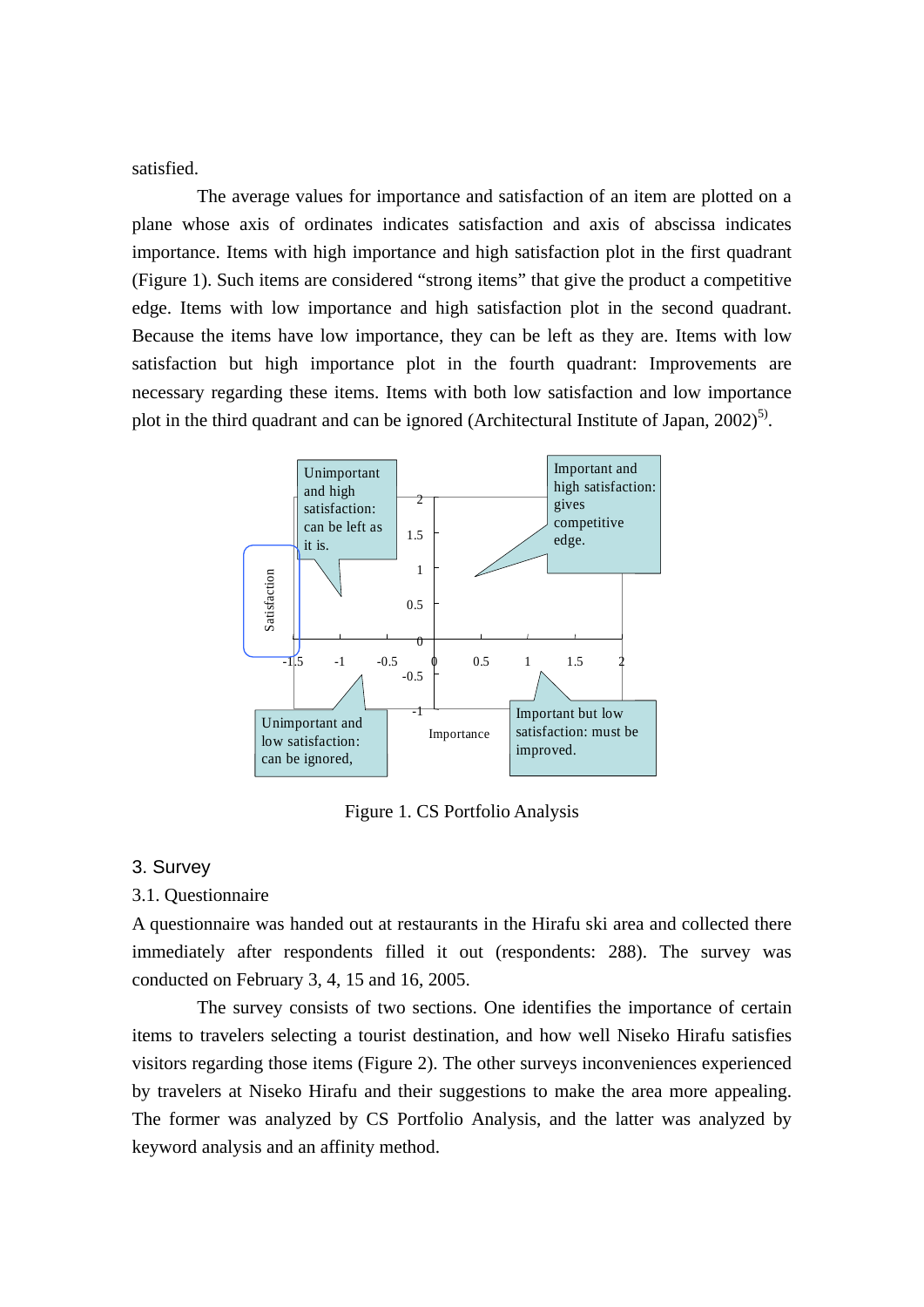satisfied.

The average values for importance and satisfaction of an item are plotted on a plane whose axis of ordinates indicates satisfaction and axis of abscissa indicates importance. Items with high importance and high satisfaction plot in the first quadrant (Figure 1). Such items are considered "strong items" that give the product a competitive edge. Items with low importance and high satisfaction plot in the second quadrant. Because the items have low importance, they can be left as they are. Items with low satisfaction but high importance plot in the fourth quadrant: Improvements are necessary regarding these items. Items with both low satisfaction and low importance plot in the third quadrant and can be ignored (Architectural Institute of Japan, 2002)[5].

Unimportant and high satisfaction: can be left as it is.

Important and high satisfaction: gives competitive edge.

Unimportant and low satisfaction: can be ignored,

Important but low satisfaction: must be improved.

Figure 1. CS Portfolio Analysis

## 3. Survey

### 3.1. Questionnaire

A questionnaire was handed out at restaurants in the Hirafu ski area and collected there immediately after respondents filled it out (respondents: 288). The survey was conducted on February 3, 4, 15 and 16, 2005.

The survey consists of two sections. One identifies the importance of certain items to travelers selecting a tourist destination, and how well Niseko Hirafu satisfies visitors regarding those items (Figure 2). The other surveys inconveniences experienced by travelers at Niseko Hirafu and their suggestions to make the area more appealing. The former was analyzed by CS Portfolio Analysis, and the latter was analyzed by keyword analysis and an affinity method.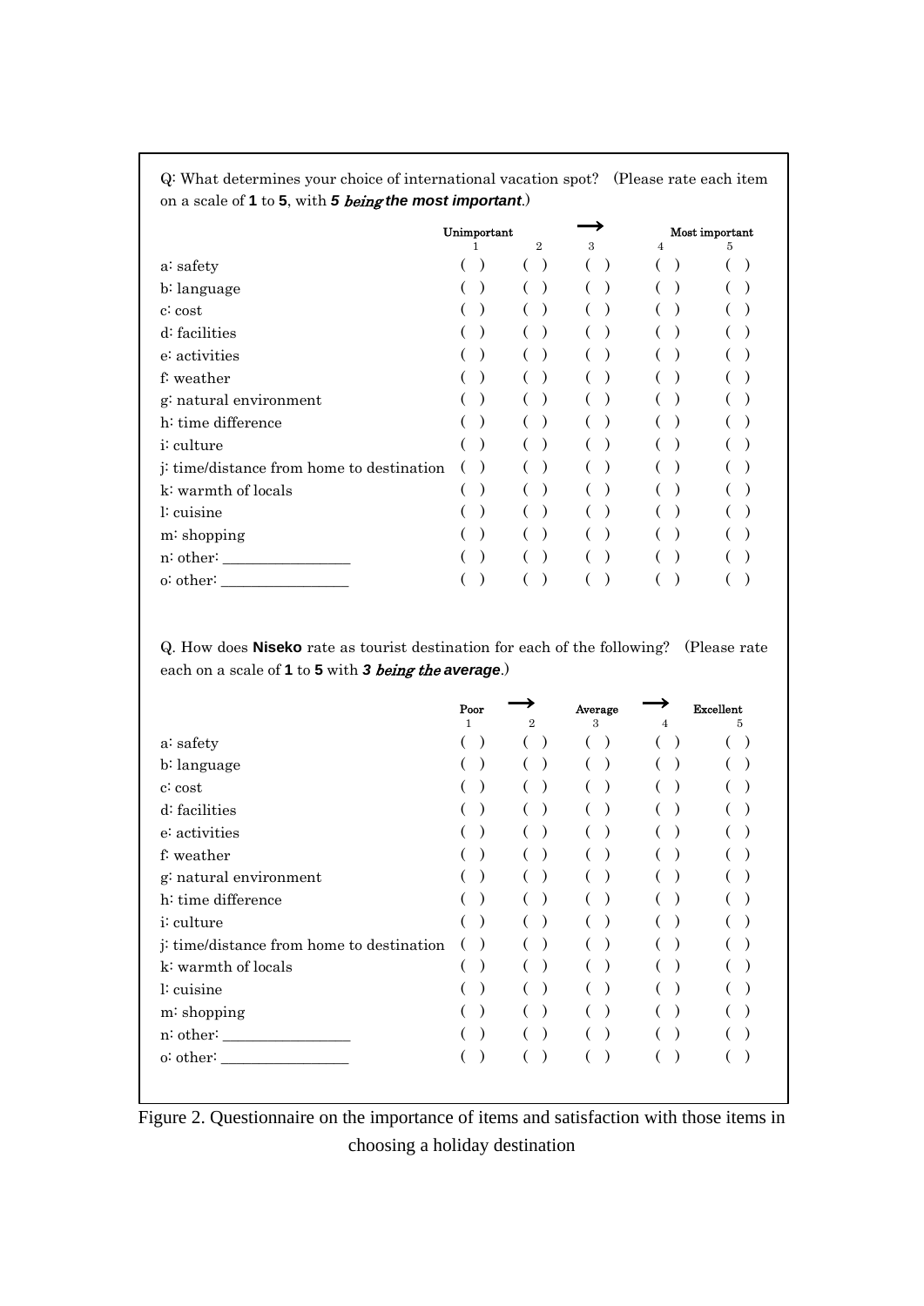Q: What determines your choice of international vacation spot? (Please rate each item on a scale of **1** to **5**, with ***5*** *being* ***the most important***.)

| | Unimportant 1 | 2 | → 3 | 4 | Most important 5 |
|---|---|---|---|---|---|
| a: safety | ( ) | ( ) | ( ) | ( ) | ( ) |
| b: language | ( ) | ( ) | ( ) | ( ) | ( ) |
| c: cost | ( ) | ( ) | ( ) | ( ) | ( ) |
| d: facilities | ( ) | ( ) | ( ) | ( ) | ( ) |
| e: activities | ( ) | ( ) | ( ) | ( ) | ( ) |
| f: weather | ( ) | ( ) | ( ) | ( ) | ( ) |
| g: natural environment | ( ) | ( ) | ( ) | ( ) | ( ) |
| h: time difference | ( ) | ( ) | ( ) | ( ) | ( ) |
| i: culture | ( ) | ( ) | ( ) | ( ) | ( ) |
| j: time/distance from home to destination | ( ) | ( ) | ( ) | ( ) | ( ) |
| k: warmth of locals | ( ) | ( ) | ( ) | ( ) | ( ) |
| l: cuisine | ( ) | ( ) | ( ) | ( ) | ( ) |
| m: shopping | ( ) | ( ) | ( ) | ( ) | ( ) |
| n: other: ________________ | ( ) | ( ) | ( ) | ( ) | ( ) |
| o: other: ________________ | ( ) | ( ) | ( ) | ( ) | ( ) |

Q. How does **Niseko** rate as tourist destination for each of the following? (Please rate each on a scale of **1** to **5** with ***3*** *being the* ***average***.)

| | Poor 1 | → 2 | Average 3 | → 4 | Excellent 5 |
|---|---|---|---|---|---|
| a: safety | ( ) | ( ) | ( ) | ( ) | ( ) |
| b: language | ( ) | ( ) | ( ) | ( ) | ( ) |
| c: cost | ( ) | ( ) | ( ) | ( ) | ( ) |
| d: facilities | ( ) | ( ) | ( ) | ( ) | ( ) |
| e: activities | ( ) | ( ) | ( ) | ( ) | ( ) |
| f: weather | ( ) | ( ) | ( ) | ( ) | ( ) |
| g: natural environment | ( ) | ( ) | ( ) | ( ) | ( ) |
| h: time difference | ( ) | ( ) | ( ) | ( ) | ( ) |
| i: culture | ( ) | ( ) | ( ) | ( ) | ( ) |
| j: time/distance from home to destination | ( ) | ( ) | ( ) | ( ) | ( ) |
| k: warmth of locals | ( ) | ( ) | ( ) | ( ) | ( ) |
| l: cuisine | ( ) | ( ) | ( ) | ( ) | ( ) |
| m: shopping | ( ) | ( ) | ( ) | ( ) | ( ) |
| n: other: ________________ | ( ) | ( ) | ( ) | ( ) | ( ) |
| o: other: ________________ | ( ) | ( ) | ( ) | ( ) | ( ) |

Figure 2. Questionnaire on the importance of items and satisfaction with those items in choosing a holiday destination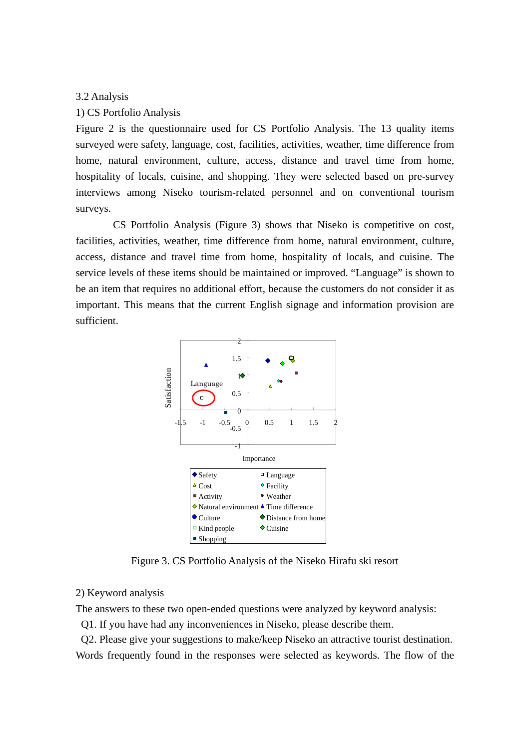3.2 Analysis

1) CS Portfolio Analysis

Figure 2 is the questionnaire used for CS Portfolio Analysis. The 13 quality items surveyed were safety, language, cost, facilities, activities, weather, time difference from home, natural environment, culture, access, distance and travel time from home, hospitality of locals, cuisine, and shopping. They were selected based on pre-survey interviews among Niseko tourism-related personnel and on conventional tourism surveys.

CS Portfolio Analysis (Figure 3) shows that Niseko is competitive on cost, facilities, activities, weather, time difference from home, natural environment, culture, access, distance and travel time from home, hospitality of locals, and cuisine. The service levels of these items should be maintained or improved. "Language" is shown to be an item that requires no additional effort, because the customers do not consider it as important. This means that the current English signage and information provision are sufficient.

Figure 3. CS Portfolio Analysis of the Niseko Hirafu ski resort

2) Keyword analysis

The answers to these two open-ended questions were analyzed by keyword analysis:

Q1. If you have had any inconveniences in Niseko, please describe them.

Q2. Please give your suggestions to make/keep Niseko an attractive tourist destination.

Words frequently found in the responses were selected as keywords. The flow of the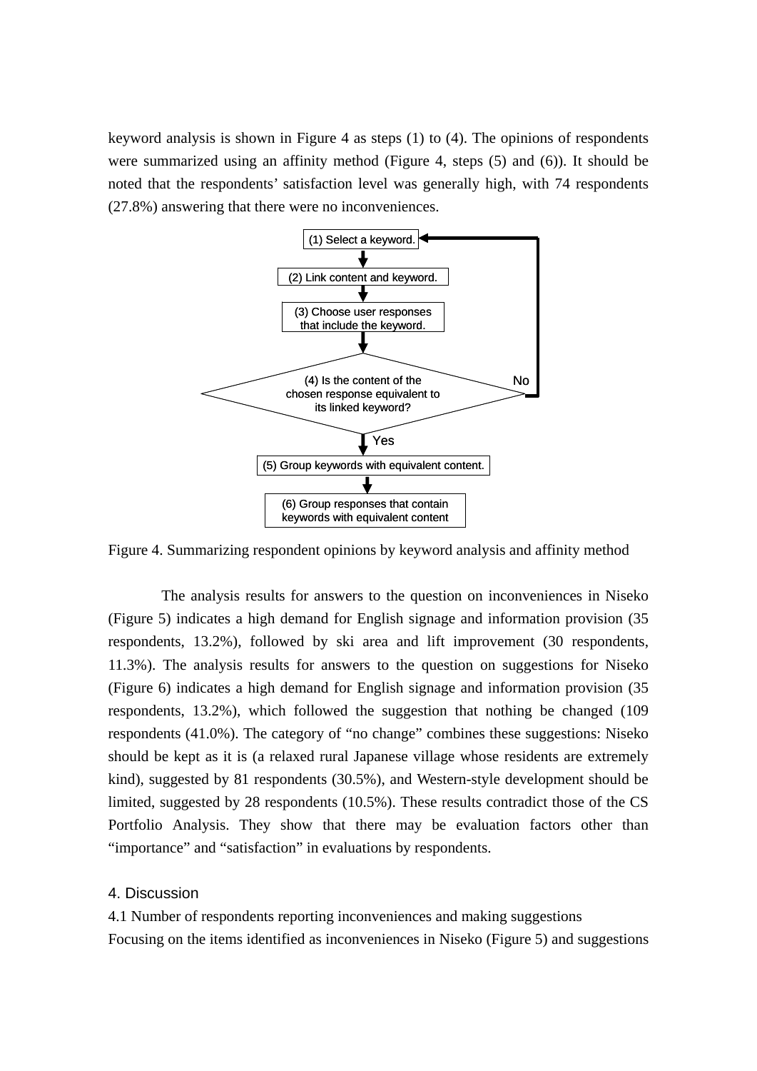keyword analysis is shown in Figure 4 as steps (1) to (4). The opinions of respondents were summarized using an affinity method (Figure 4, steps (5) and (6)). It should be noted that the respondents' satisfaction level was generally high, with 74 respondents (27.8%) answering that there were no inconveniences.

(1) Select a keyword.

(2) Link content and keyword.

(3) Choose user responses that include the keyword.

(4) Is the content of the chosen response equivalent to its linked keyword? (No → return to (1); Yes → continue)

(5) Group keywords with equivalent content.

(6) Group responses that contain keywords with equivalent content

Figure 4. Summarizing respondent opinions by keyword analysis and affinity method

The analysis results for answers to the question on inconveniences in Niseko (Figure 5) indicates a high demand for English signage and information provision (35 respondents, 13.2%), followed by ski area and lift improvement (30 respondents, 11.3%). The analysis results for answers to the question on suggestions for Niseko (Figure 6) indicates a high demand for English signage and information provision (35 respondents, 13.2%), which followed the suggestion that nothing be changed (109 respondents (41.0%). The category of "no change" combines these suggestions: Niseko should be kept as it is (a relaxed rural Japanese village whose residents are extremely kind), suggested by 81 respondents (30.5%), and Western-style development should be limited, suggested by 28 respondents (10.5%). These results contradict those of the CS Portfolio Analysis. They show that there may be evaluation factors other than "importance" and "satisfaction" in evaluations by respondents.

## 4. Discussion

### 4.1 Number of respondents reporting inconveniences and making suggestions

Focusing on the items identified as inconveniences in Niseko (Figure 5) and suggestions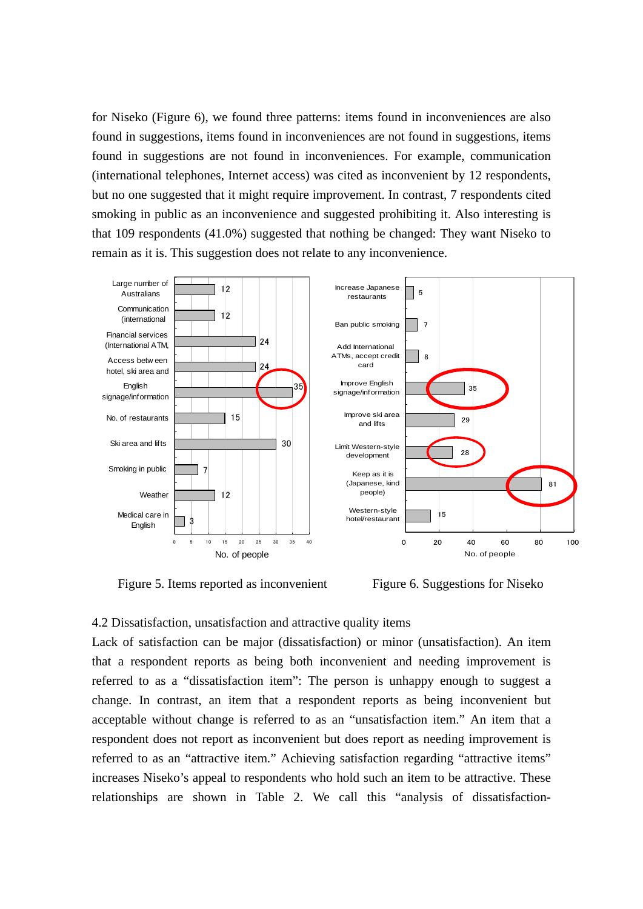for Niseko (Figure 6), we found three patterns: items found in inconveniences are also found in suggestions, items found in inconveniences are not found in suggestions, items found in suggestions are not found in inconveniences. For example, communication (international telephones, Internet access) was cited as inconvenient by 12 respondents, but no one suggested that it might require improvement. In contrast, 7 respondents cited smoking in public as an inconvenience and suggested prohibiting it. Also interesting is that 109 respondents (41.0%) suggested that nothing be changed: They want Niseko to remain as it is. This suggestion does not relate to any inconvenience.

Figure 5. Items reported as inconvenient

Figure 6. Suggestions for Niseko

4.2 Dissatisfaction, unsatisfaction and attractive quality items

Lack of satisfaction can be major (dissatisfaction) or minor (unsatisfaction). An item that a respondent reports as being both inconvenient and needing improvement is referred to as a "dissatisfaction item": The person is unhappy enough to suggest a change. In contrast, an item that a respondent reports as being inconvenient but acceptable without change is referred to as an "unsatisfaction item." An item that a respondent does not report as inconvenient but does report as needing improvement is referred to as an "attractive item." Achieving satisfaction regarding "attractive items" increases Niseko's appeal to respondents who hold such an item to be attractive. These relationships are shown in Table 2. We call this "analysis of dissatisfaction-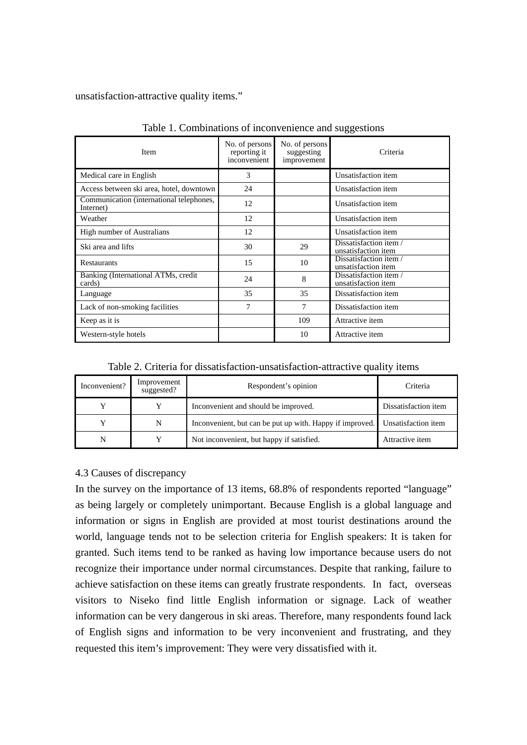unsatisfaction-attractive quality items."

Table 1. Combinations of inconvenience and suggestions

| Item | No. of persons reporting it inconvenient | No. of persons suggesting improvement | Criteria |
|---|---|---|---|
| Medical care in English | 3 | | Unsatisfaction item |
| Access between ski area, hotel, downtown | 24 | | Unsatisfaction item |
| Communication (international telephones, Internet) | 12 | | Unsatisfaction item |
| Weather | 12 | | Unsatisfaction item |
| High number of Australians | 12 | | Unsatisfaction item |
| Ski area and lifts | 30 | 29 | Dissatisfaction item / unsatisfaction item |
| Restaurants | 15 | 10 | Dissatisfaction item / unsatisfaction item |
| Banking (International ATMs, credit cards) | 24 | 8 | Dissatisfaction item / unsatisfaction item |
| Language | 35 | 35 | Dissatisfaction item |
| Lack of non-smoking facilities | 7 | 7 | Dissatisfaction item |
| Keep as it is | | 109 | Attractive item |
| Western-style hotels | | 10 | Attractive item |

Table 2. Criteria for dissatisfaction-unsatisfaction-attractive quality items

| Inconvenient? | Improvement suggested? | Respondent's opinion | Criteria |
|---|---|---|---|
| Y | Y | Inconvenient and should be improved. | Dissatisfaction item |
| Y | N | Inconvenient, but can be put up with. Happy if improved. | Unsatisfaction item |
| N | Y | Not inconvenient, but happy if satisfied. | Attractive item |

4.3 Causes of discrepancy

In the survey on the importance of 13 items, 68.8% of respondents reported "language" as being largely or completely unimportant. Because English is a global language and information or signs in English are provided at most tourist destinations around the world, language tends not to be selection criteria for English speakers: It is taken for granted. Such items tend to be ranked as having low importance because users do not recognize their importance under normal circumstances. Despite that ranking, failure to achieve satisfaction on these items can greatly frustrate respondents. In fact, overseas visitors to Niseko find little English information or signage. Lack of weather information can be very dangerous in ski areas. Therefore, many respondents found lack of English signs and information to be very inconvenient and frustrating, and they requested this item's improvement: They were very dissatisfied with it.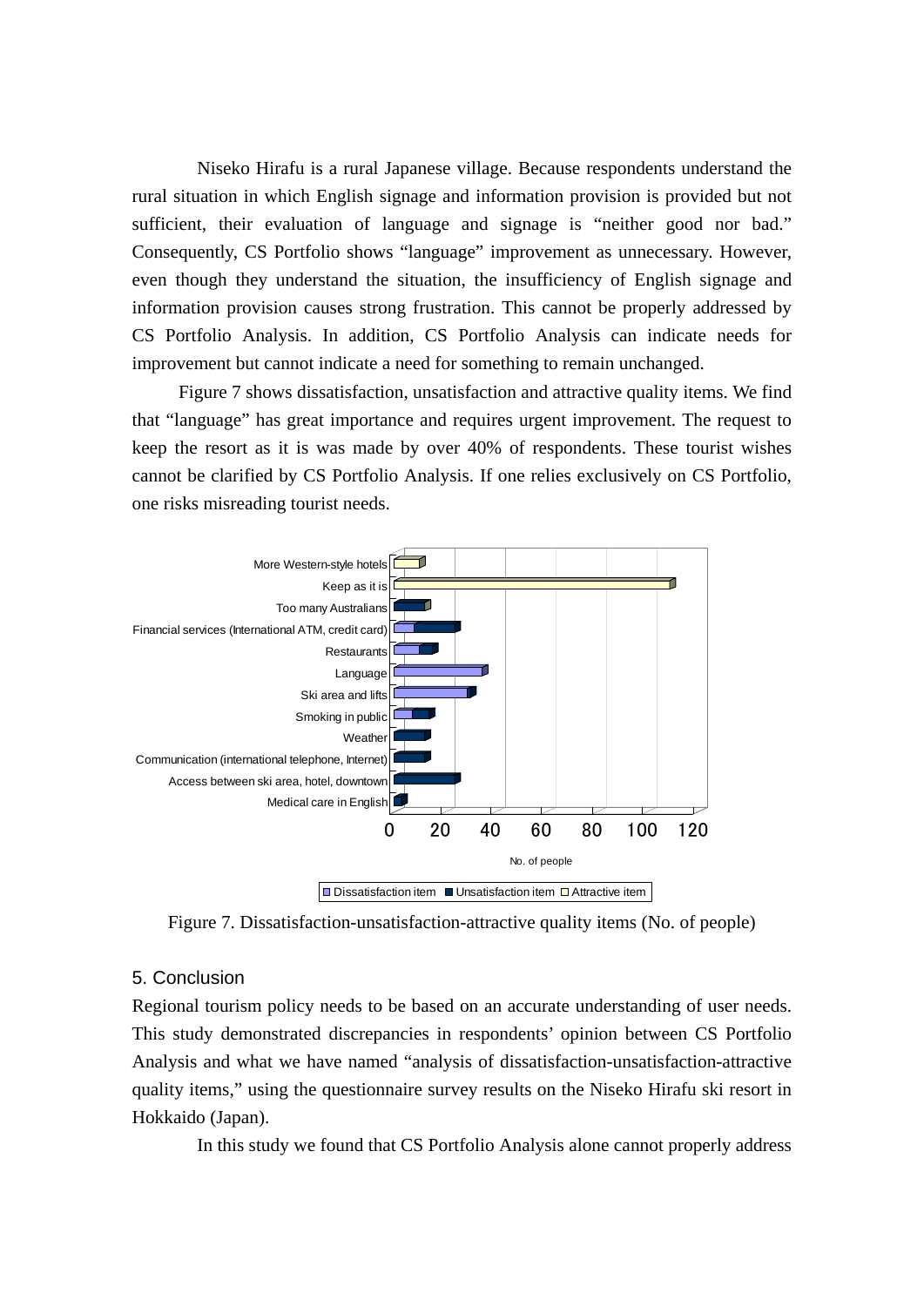Niseko Hirafu is a rural Japanese village. Because respondents understand the rural situation in which English signage and information provision is provided but not sufficient, their evaluation of language and signage is "neither good nor bad." Consequently, CS Portfolio shows "language" improvement as unnecessary. However, even though they understand the situation, the insufficiency of English signage and information provision causes strong frustration. This cannot be properly addressed by CS Portfolio Analysis. In addition, CS Portfolio Analysis can indicate needs for improvement but cannot indicate a need for something to remain unchanged.

Figure 7 shows dissatisfaction, unsatisfaction and attractive quality items. We find that "language" has great importance and requires urgent improvement. The request to keep the resort as it is was made by over 40% of respondents. These tourist wishes cannot be clarified by CS Portfolio Analysis. If one relies exclusively on CS Portfolio, one risks misreading tourist needs.

Figure 7. Dissatisfaction-unsatisfaction-attractive quality items (No. of people)

## 5. Conclusion

Regional tourism policy needs to be based on an accurate understanding of user needs. This study demonstrated discrepancies in respondents' opinion between CS Portfolio Analysis and what we have named "analysis of dissatisfaction-unsatisfaction-attractive quality items," using the questionnaire survey results on the Niseko Hirafu ski resort in Hokkaido (Japan).

In this study we found that CS Portfolio Analysis alone cannot properly address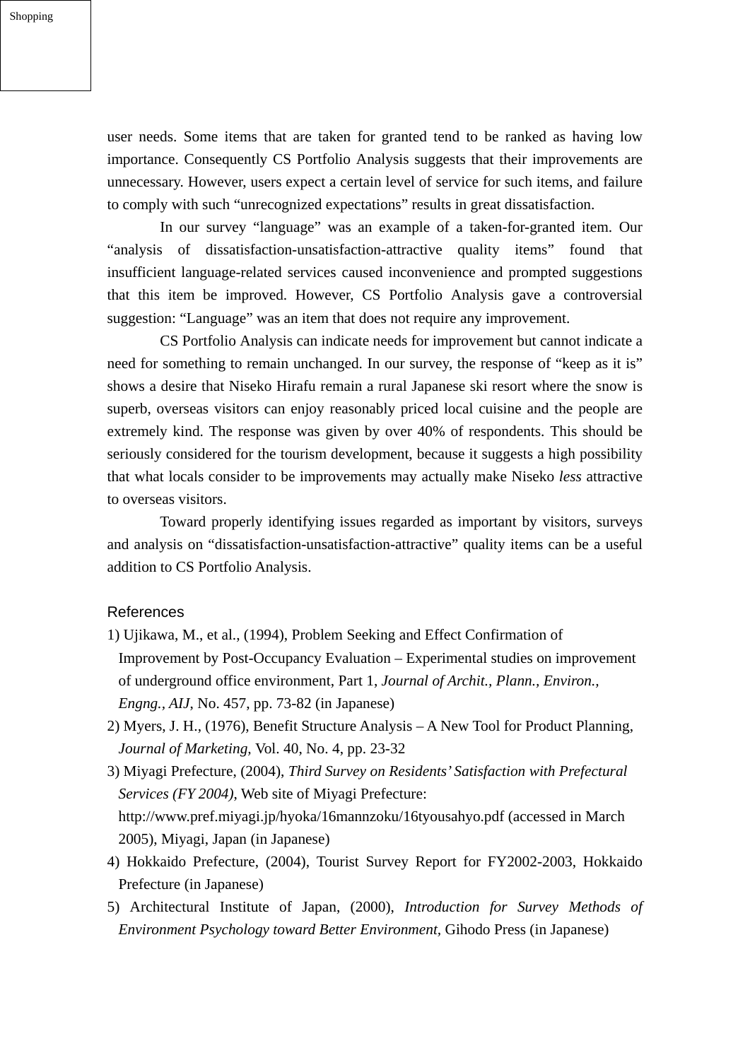Shopping

user needs. Some items that are taken for granted tend to be ranked as having low importance. Consequently CS Portfolio Analysis suggests that their improvements are unnecessary. However, users expect a certain level of service for such items, and failure to comply with such "unrecognized expectations" results in great dissatisfaction.

In our survey "language" was an example of a taken-for-granted item. Our "analysis of dissatisfaction-unsatisfaction-attractive quality items" found that insufficient language-related services caused inconvenience and prompted suggestions that this item be improved. However, CS Portfolio Analysis gave a controversial suggestion: "Language" was an item that does not require any improvement.

CS Portfolio Analysis can indicate needs for improvement but cannot indicate a need for something to remain unchanged. In our survey, the response of "keep as it is" shows a desire that Niseko Hirafu remain a rural Japanese ski resort where the snow is superb, overseas visitors can enjoy reasonably priced local cuisine and the people are extremely kind. The response was given by over 40% of respondents. This should be seriously considered for the tourism development, because it suggests a high possibility that what locals consider to be improvements may actually make Niseko *less* attractive to overseas visitors.

Toward properly identifying issues regarded as important by visitors, surveys and analysis on "dissatisfaction-unsatisfaction-attractive" quality items can be a useful addition to CS Portfolio Analysis.

## References

1) Ujikawa, M., et al., (1994), Problem Seeking and Effect Confirmation of Improvement by Post-Occupancy Evaluation – Experimental studies on improvement of underground office environment, Part 1, *Journal of Archit., Plann., Environ., Engng., AIJ*, No. 457, pp. 73-82 (in Japanese)

2) Myers, J. H., (1976), Benefit Structure Analysis – A New Tool for Product Planning, *Journal of Marketing*, Vol. 40, No. 4, pp. 23-32

3) Miyagi Prefecture, (2004), *Third Survey on Residents' Satisfaction with Prefectural Services (FY 2004)*, Web site of Miyagi Prefecture: http://www.pref.miyagi.jp/hyoka/16mannzoku/16tyousahyo.pdf (accessed in March 2005), Miyagi, Japan (in Japanese)

4) Hokkaido Prefecture, (2004), Tourist Survey Report for FY2002-2003, Hokkaido Prefecture (in Japanese)

5) Architectural Institute of Japan, (2000), *Introduction for Survey Methods of Environment Psychology toward Better Environment*, Gihodo Press (in Japanese)